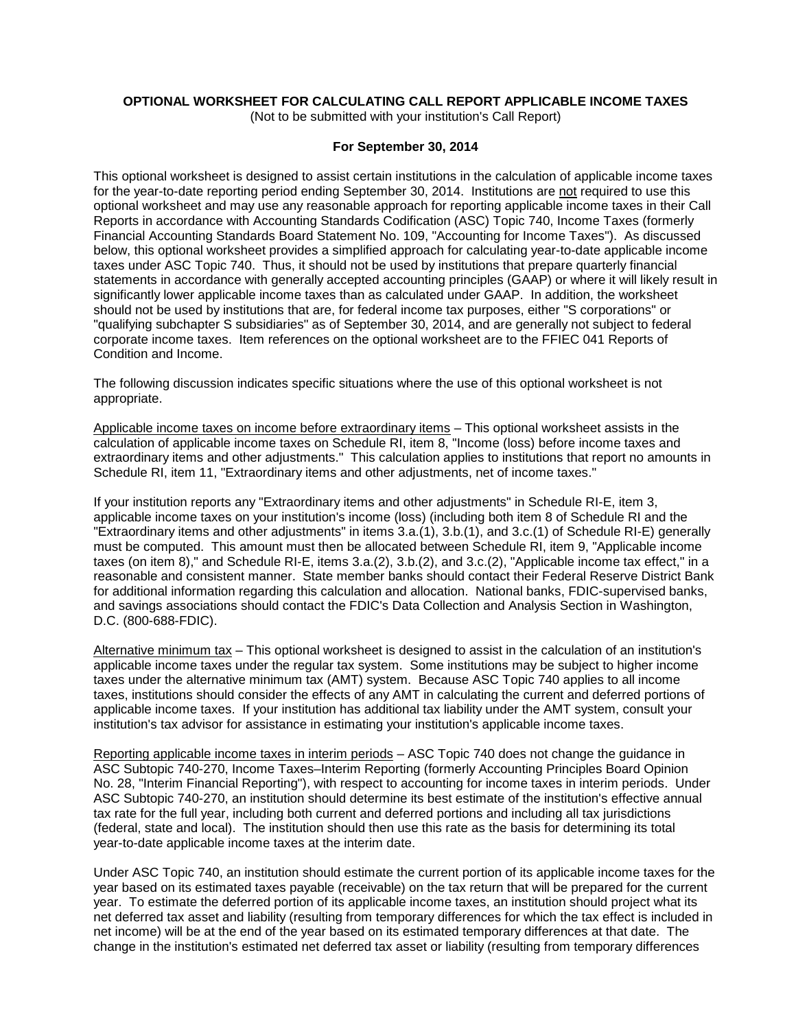**OPTIONAL WORKSHEET FOR CALCULATING CALL REPORT APPLICABLE INCOME TAXES**

(Not to be submitted with your institution's Call Report)

**For September 30, 2014**

This optional worksheet is designed to assist certain institutions in the calculation of applicable income taxes for the year-to-date reporting period ending September 30, 2014. Institutions are not required to use this optional worksheet and may use any reasonable approach for reporting applicable income taxes in their Call Reports in accordance with Accounting Standards Codification (ASC) Topic 740, Income Taxes (formerly Financial Accounting Standards Board Statement No. 109, "Accounting for Income Taxes"). As discussed below, this optional worksheet provides a simplified approach for calculating year-to-date applicable income taxes under ASC Topic 740. Thus, it should not be used by institutions that prepare quarterly financial statements in accordance with generally accepted accounting principles (GAAP) or where it will likely result in significantly lower applicable income taxes than as calculated under GAAP. In addition, the worksheet should not be used by institutions that are, for federal income tax purposes, either "S corporations" or "qualifying subchapter S subsidiaries" as of September 30, 2014, and are generally not subject to federal corporate income taxes. Item references on the optional worksheet are to the FFIEC 041 Reports of Condition and Income.

The following discussion indicates specific situations where the use of this optional worksheet is not appropriate.

Applicable income taxes on income before extraordinary items – This optional worksheet assists in the calculation of applicable income taxes on Schedule RI, item 8, "Income (loss) before income taxes and extraordinary items and other adjustments." This calculation applies to institutions that report no amounts in Schedule RI, item 11, "Extraordinary items and other adjustments, net of income taxes."

If your institution reports any "Extraordinary items and other adjustments" in Schedule RI-E, item 3, applicable income taxes on your institution's income (loss) (including both item 8 of Schedule RI and the "Extraordinary items and other adjustments" in items 3.a.(1), 3.b.(1), and 3.c.(1) of Schedule RI-E) generally must be computed. This amount must then be allocated between Schedule RI, item 9, "Applicable income taxes (on item 8)," and Schedule RI-E, items 3.a.(2), 3.b.(2), and 3.c.(2), "Applicable income tax effect," in a reasonable and consistent manner. State member banks should contact their Federal Reserve District Bank for additional information regarding this calculation and allocation. National banks, FDIC-supervised banks, and savings associations should contact the FDIC's Data Collection and Analysis Section in Washington, D.C. (800-688-FDIC).

Alternative minimum tax – This optional worksheet is designed to assist in the calculation of an institution's applicable income taxes under the regular tax system. Some institutions may be subject to higher income taxes under the alternative minimum tax (AMT) system. Because ASC Topic 740 applies to all income taxes, institutions should consider the effects of any AMT in calculating the current and deferred portions of applicable income taxes. If your institution has additional tax liability under the AMT system, consult your institution's tax advisor for assistance in estimating your institution's applicable income taxes.

Reporting applicable income taxes in interim periods – ASC Topic 740 does not change the guidance in ASC Subtopic 740-270, Income Taxes–Interim Reporting (formerly Accounting Principles Board Opinion No. 28, "Interim Financial Reporting"), with respect to accounting for income taxes in interim periods. Under ASC Subtopic 740-270, an institution should determine its best estimate of the institution's effective annual tax rate for the full year, including both current and deferred portions and including all tax jurisdictions (federal, state and local). The institution should then use this rate as the basis for determining its total year-to-date applicable income taxes at the interim date.

Under ASC Topic 740, an institution should estimate the current portion of its applicable income taxes for the year based on its estimated taxes payable (receivable) on the tax return that will be prepared for the current year. To estimate the deferred portion of its applicable income taxes, an institution should project what its net deferred tax asset and liability (resulting from temporary differences for which the tax effect is included in net income) will be at the end of the year based on its estimated temporary differences at that date. The change in the institution's estimated net deferred tax asset or liability (resulting from temporary differences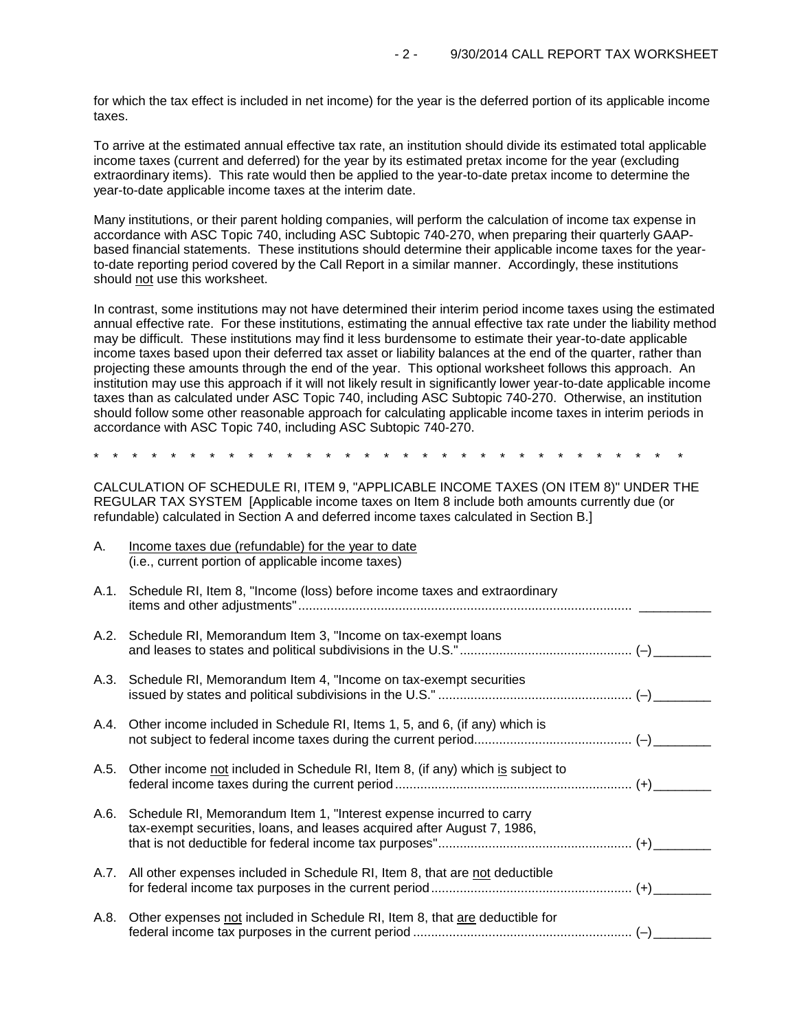for which the tax effect is included in net income) for the year is the deferred portion of its applicable income taxes.

To arrive at the estimated annual effective tax rate, an institution should divide its estimated total applicable income taxes (current and deferred) for the year by its estimated pretax income for the year (excluding extraordinary items). This rate would then be applied to the year-to-date pretax income to determine the year-to-date applicable income taxes at the interim date.

Many institutions, or their parent holding companies, will perform the calculation of income tax expense in accordance with ASC Topic 740, including ASC Subtopic 740-270, when preparing their quarterly GAAP-based financial statements. These institutions should determine their applicable income taxes for the year-to-date reporting period covered by the Call Report in a similar manner. Accordingly, these institutions should not use this worksheet.

In contrast, some institutions may not have determined their interim period income taxes using the estimated annual effective rate. For these institutions, estimating the annual effective tax rate under the liability method may be difficult. These institutions may find it less burdensome to estimate their year-to-date applicable income taxes based upon their deferred tax asset or liability balances at the end of the quarter, rather than projecting these amounts through the end of the year. This optional worksheet follows this approach. An institution may use this approach if it will not likely result in significantly lower year-to-date applicable income taxes than as calculated under ASC Topic 740, including ASC Subtopic 740-270. Otherwise, an institution should follow some other reasonable approach for calculating applicable income taxes in interim periods in accordance with ASC Topic 740, including ASC Subtopic 740-270.

\* \* \* \* \* \* \* \* \* \* \* \* \* \* \* \* \* \* \* \* \* \* \* \* \* \* \* \* \* \* \* \* \* \* \* \*

CALCULATION OF SCHEDULE RI, ITEM 9, "APPLICABLE INCOME TAXES (ON ITEM 8)" UNDER THE REGULAR TAX SYSTEM [Applicable income taxes on Item 8 include both amounts currently due (or refundable) calculated in Section A and deferred income taxes calculated in Section B.]

A. Income taxes due (refundable) for the year to date
(i.e., current portion of applicable income taxes)

A.1. Schedule RI, Item 8, "Income (loss) before income taxes and extraordinary items and other adjustments" .......... __________

A.2. Schedule RI, Memorandum Item 3, "Income on tax-exempt loans and leases to states and political subdivisions in the U.S." .......... (–) ________

A.3. Schedule RI, Memorandum Item 4, "Income on tax-exempt securities issued by states and political subdivisions in the U.S." .......... (–) ________

A.4. Other income included in Schedule RI, Items 1, 5, and 6, (if any) which is not subject to federal income taxes during the current period .......... (–) ________

A.5. Other income not included in Schedule RI, Item 8, (if any) which is subject to federal income taxes during the current period .......... (+) ________

A.6. Schedule RI, Memorandum Item 1, "Interest expense incurred to carry tax-exempt securities, loans, and leases acquired after August 7, 1986, that is not deductible for federal income tax purposes" .......... (+) ________

A.7. All other expenses included in Schedule RI, Item 8, that are not deductible for federal income tax purposes in the current period .......... (+) ________

A.8. Other expenses not included in Schedule RI, Item 8, that are deductible for federal income tax purposes in the current period .......... (–) ________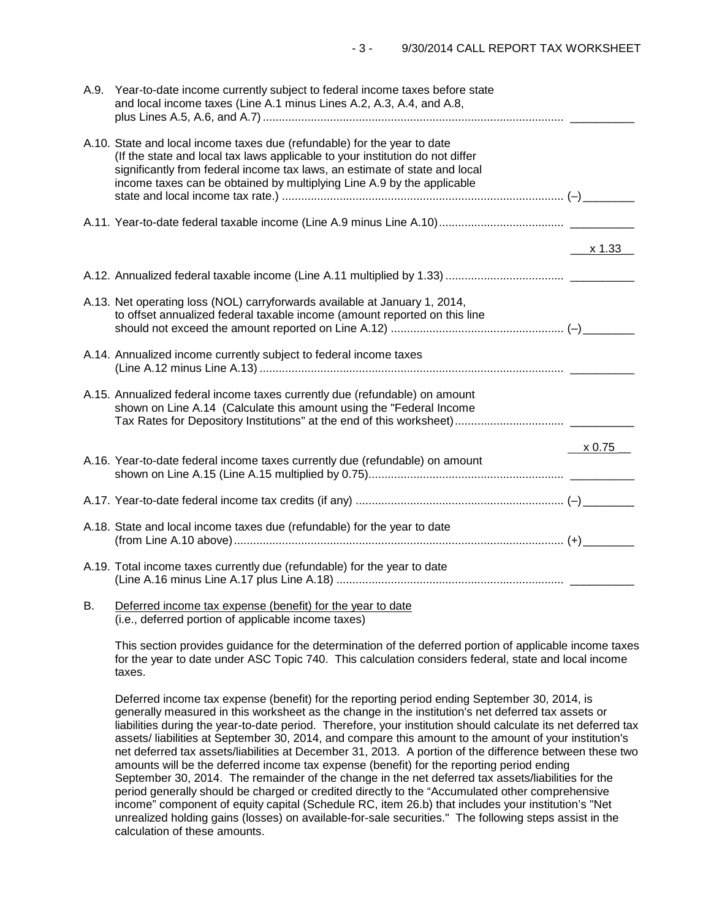A.9. Year-to-date income currently subject to federal income taxes before state and local income taxes (Line A.1 minus Lines A.2, A.3, A.4, and A.8, plus Lines A.5, A.6, and A.7) .............................................................................................. __________

A.10. State and local income taxes due (refundable) for the year to date (If the state and local tax laws applicable to your institution do not differ significantly from federal income tax laws, an estimate of state and local income taxes can be obtained by multiplying Line A.9 by the applicable state and local income tax rate.) ....................................................................................... (–)________

A.11. Year-to-date federal taxable income (Line A.9 minus Line A.10)...................................... __________

x 1.33

A.12. Annualized federal taxable income (Line A.11 multiplied by 1.33) .................................... __________

A.13. Net operating loss (NOL) carryforwards available at January 1, 2014, to offset annualized federal taxable income (amount reported on this line should not exceed the amount reported on Line A.12) ...................................................... (–)________

A.14. Annualized income currently subject to federal income taxes (Line A.12 minus Line A.13) ............................................................................................... __________

A.15. Annualized federal income taxes currently due (refundable) on amount shown on Line A.14 (Calculate this amount using the "Federal Income Tax Rates for Depository Institutions" at the end of this worksheet)................................. __________

x 0.75

A.16. Year-to-date federal income taxes currently due (refundable) on amount shown on Line A.15 (Line A.15 multiplied by 0.75)............................................................. __________

A.17. Year-to-date federal income tax credits (if any) ................................................................. (–)________

A.18. State and local income taxes due (refundable) for the year to date (from Line A.10 above)....................................................................................................... (+)________

A.19. Total income taxes currently due (refundable) for the year to date (Line A.16 minus Line A.17 plus Line A.18) ....................................................................... __________

B. Deferred income tax expense (benefit) for the year to date (i.e., deferred portion of applicable income taxes)

This section provides guidance for the determination of the deferred portion of applicable income taxes for the year to date under ASC Topic 740. This calculation considers federal, state and local income taxes.

Deferred income tax expense (benefit) for the reporting period ending September 30, 2014, is generally measured in this worksheet as the change in the institution's net deferred tax assets or liabilities during the year-to-date period. Therefore, your institution should calculate its net deferred tax assets/ liabilities at September 30, 2014, and compare this amount to the amount of your institution's net deferred tax assets/liabilities at December 31, 2013. A portion of the difference between these two amounts will be the deferred income tax expense (benefit) for the reporting period ending September 30, 2014. The remainder of the change in the net deferred tax assets/liabilities for the period generally should be charged or credited directly to the "Accumulated other comprehensive income" component of equity capital (Schedule RC, item 26.b) that includes your institution's "Net unrealized holding gains (losses) on available-for-sale securities." The following steps assist in the calculation of these amounts.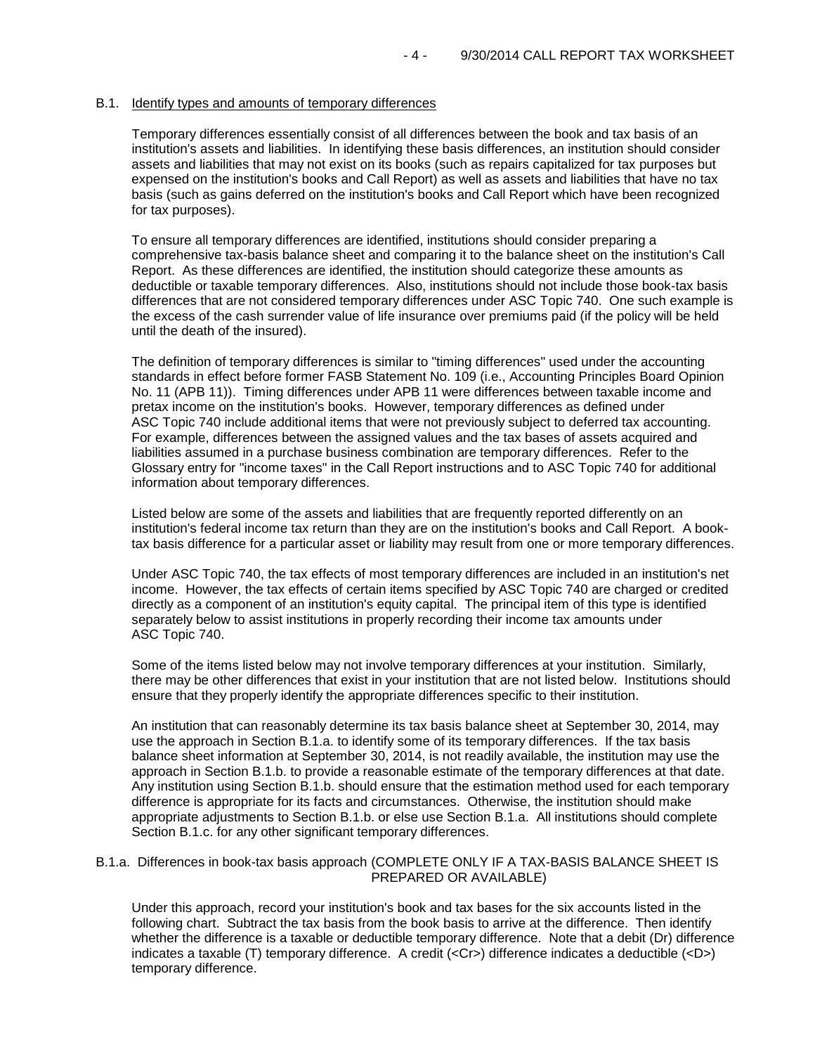### B.1. Identify types and amounts of temporary differences

Temporary differences essentially consist of all differences between the book and tax basis of an institution's assets and liabilities. In identifying these basis differences, an institution should consider assets and liabilities that may not exist on its books (such as repairs capitalized for tax purposes but expensed on the institution's books and Call Report) as well as assets and liabilities that have no tax basis (such as gains deferred on the institution's books and Call Report which have been recognized for tax purposes).

To ensure all temporary differences are identified, institutions should consider preparing a comprehensive tax-basis balance sheet and comparing it to the balance sheet on the institution's Call Report. As these differences are identified, the institution should categorize these amounts as deductible or taxable temporary differences. Also, institutions should not include those book-tax basis differences that are not considered temporary differences under ASC Topic 740. One such example is the excess of the cash surrender value of life insurance over premiums paid (if the policy will be held until the death of the insured).

The definition of temporary differences is similar to "timing differences" used under the accounting standards in effect before former FASB Statement No. 109 (i.e., Accounting Principles Board Opinion No. 11 (APB 11)). Timing differences under APB 11 were differences between taxable income and pretax income on the institution's books. However, temporary differences as defined under ASC Topic 740 include additional items that were not previously subject to deferred tax accounting. For example, differences between the assigned values and the tax bases of assets acquired and liabilities assumed in a purchase business combination are temporary differences. Refer to the Glossary entry for "income taxes" in the Call Report instructions and to ASC Topic 740 for additional information about temporary differences.

Listed below are some of the assets and liabilities that are frequently reported differently on an institution's federal income tax return than they are on the institution's books and Call Report. A book-tax basis difference for a particular asset or liability may result from one or more temporary differences.

Under ASC Topic 740, the tax effects of most temporary differences are included in an institution's net income. However, the tax effects of certain items specified by ASC Topic 740 are charged or credited directly as a component of an institution's equity capital. The principal item of this type is identified separately below to assist institutions in properly recording their income tax amounts under ASC Topic 740.

Some of the items listed below may not involve temporary differences at your institution. Similarly, there may be other differences that exist in your institution that are not listed below. Institutions should ensure that they properly identify the appropriate differences specific to their institution.

An institution that can reasonably determine its tax basis balance sheet at September 30, 2014, may use the approach in Section B.1.a. to identify some of its temporary differences. If the tax basis balance sheet information at September 30, 2014, is not readily available, the institution may use the approach in Section B.1.b. to provide a reasonable estimate of the temporary differences at that date. Any institution using Section B.1.b. should ensure that the estimation method used for each temporary difference is appropriate for its facts and circumstances. Otherwise, the institution should make appropriate adjustments to Section B.1.b. or else use Section B.1.a. All institutions should complete Section B.1.c. for any other significant temporary differences.

### B.1.a. Differences in book-tax basis approach (COMPLETE ONLY IF A TAX-BASIS BALANCE SHEET IS PREPARED OR AVAILABLE)

Under this approach, record your institution's book and tax bases for the six accounts listed in the following chart. Subtract the tax basis from the book basis to arrive at the difference. Then identify whether the difference is a taxable or deductible temporary difference. Note that a debit (Dr) difference indicates a taxable (T) temporary difference. A credit (<Cr>) difference indicates a deductible (<D>) temporary difference.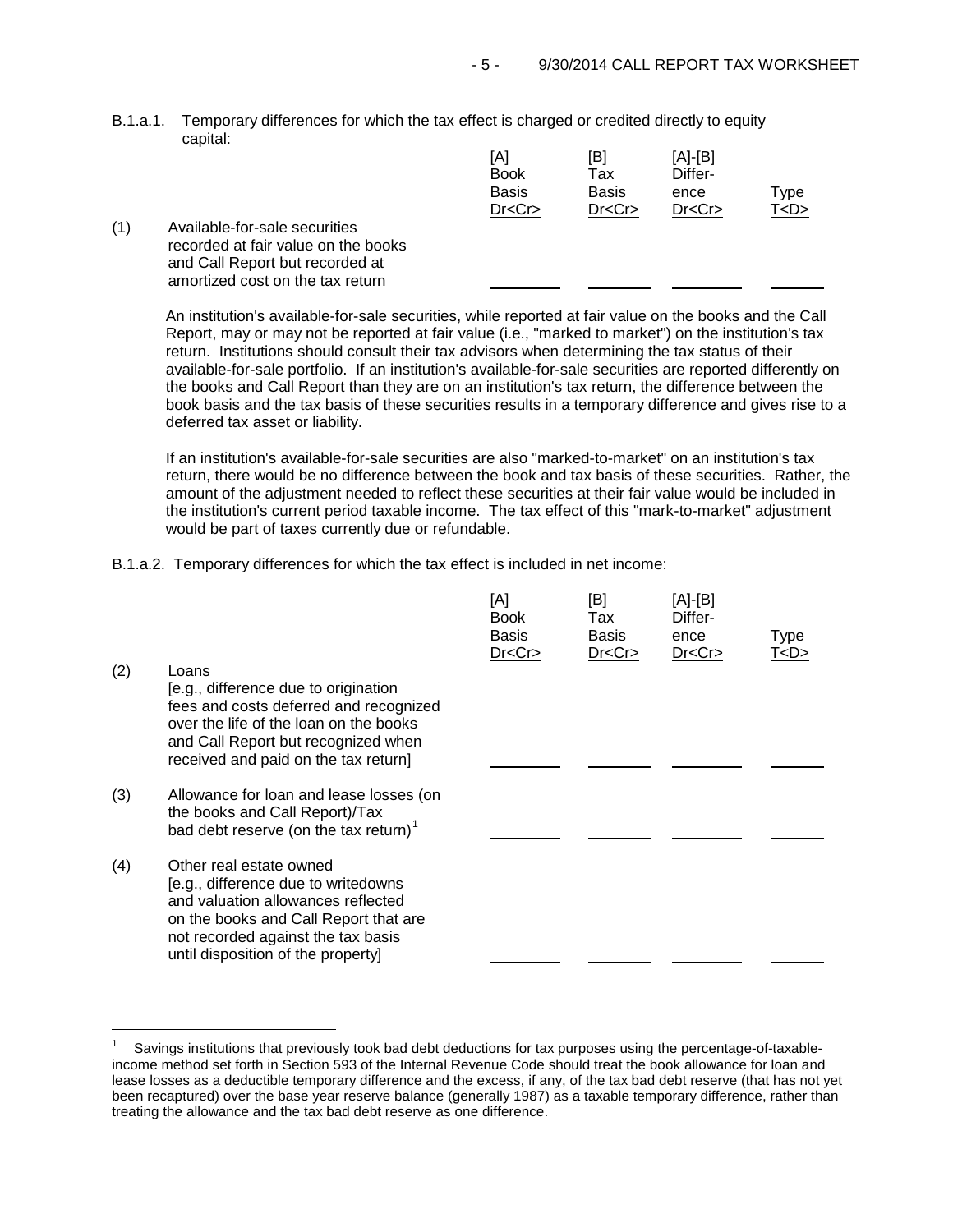B.1.a.1. Temporary differences for which the tax effect is charged or credited directly to equity capital:

| | | [A] Book Basis Dr<Cr> | [B] Tax Basis Dr<Cr> | [A]-[B] Difference Dr<Cr> | Type T<D> |
|---|---|---|---|---|---|
| (1) | Available-for-sale securities recorded at fair value on the books and Call Report but recorded at amortized cost on the tax return | ________ | ________ | ________ | ______ |

An institution's available-for-sale securities, while reported at fair value on the books and the Call Report, may or may not be reported at fair value (i.e., "marked to market") on the institution's tax return. Institutions should consult their tax advisors when determining the tax status of their available-for-sale portfolio. If an institution's available-for-sale securities are reported differently on the books and Call Report than they are on an institution's tax return, the difference between the book basis and the tax basis of these securities results in a temporary difference and gives rise to a deferred tax asset or liability.

If an institution's available-for-sale securities are also "marked-to-market" on an institution's tax return, there would be no difference between the book and tax basis of these securities. Rather, the amount of the adjustment needed to reflect these securities at their fair value would be included in the institution's current period taxable income. The tax effect of this "mark-to-market" adjustment would be part of taxes currently due or refundable.

B.1.a.2. Temporary differences for which the tax effect is included in net income:

| | | [A] Book Basis Dr<Cr> | [B] Tax Basis Dr<Cr> | [A]-[B] Difference Dr<Cr> | Type T<D> |
|---|---|---|---|---|---|
| (2) | Loans [e.g., difference due to origination fees and costs deferred and recognized over the life of the loan on the books and Call Report but recognized when received and paid on the tax return] | ________ | ________ | ________ | ______ |
| (3) | Allowance for loan and lease losses (on the books and Call Report)/Tax bad debt reserve (on the tax return)[1] | ________ | ________ | ________ | ______ |
| (4) | Other real estate owned [e.g., difference due to writedowns and valuation allowances reflected on the books and Call Report that are not recorded against the tax basis until disposition of the property] | ________ | ________ | ________ | ______ |

[1] Savings institutions that previously took bad debt deductions for tax purposes using the percentage-of-taxable-income method set forth in Section 593 of the Internal Revenue Code should treat the book allowance for loan and lease losses as a deductible temporary difference and the excess, if any, of the tax bad debt reserve (that has not yet been recaptured) over the base year reserve balance (generally 1987) as a taxable temporary difference, rather than treating the allowance and the tax bad debt reserve as one difference.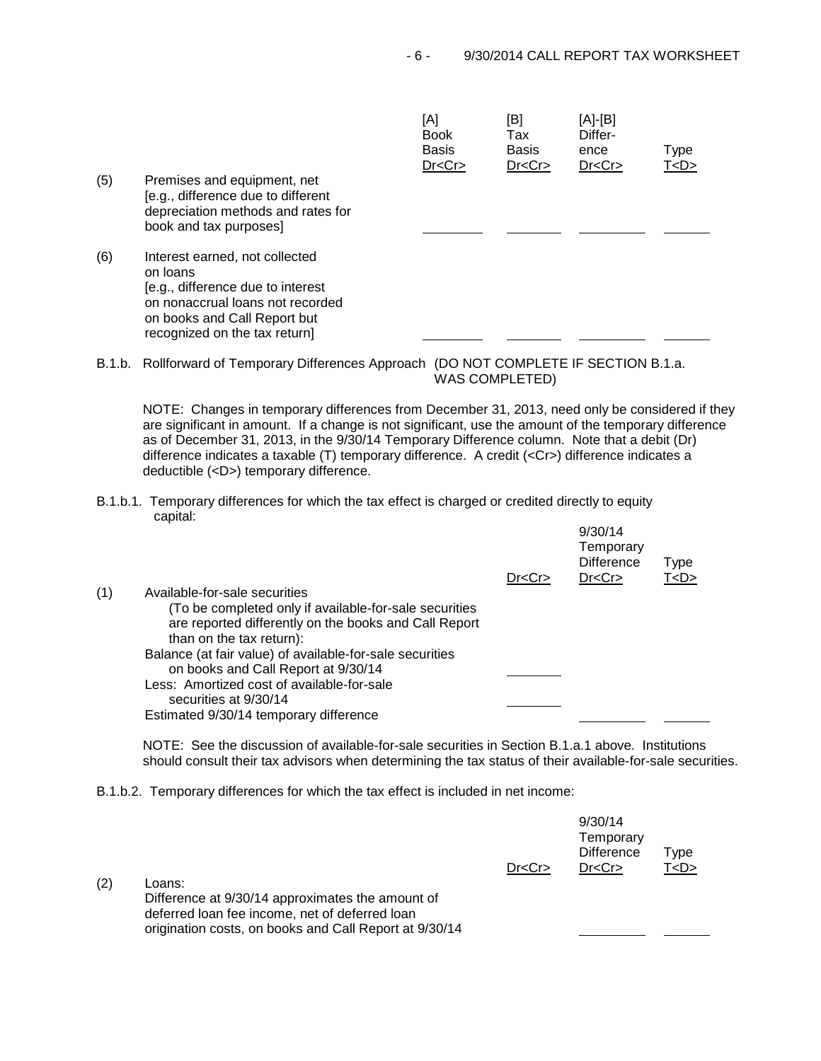| | | [A] Book Basis Dr<Cr> | [B] Tax Basis Dr<Cr> | [A]-[B] Difference Dr<Cr> | Type T<D> |
|---|---|---|---|---|---|
| (5) | Premises and equipment, net [e.g., difference due to different depreciation methods and rates for book and tax purposes] | ________ | ________ | ________ | ______ |
| (6) | Interest earned, not collected on loans [e.g., difference due to interest on nonaccrual loans not recorded on books and Call Report but recognized on the tax return] | ________ | ________ | ________ | ______ |

B.1.b. Rollforward of Temporary Differences Approach (DO NOT COMPLETE IF SECTION B.1.a. WAS COMPLETED)

NOTE: Changes in temporary differences from December 31, 2013, need only be considered if they are significant in amount. If a change is not significant, use the amount of the temporary difference as of December 31, 2013, in the 9/30/14 Temporary Difference column. Note that a debit (Dr) difference indicates a taxable (T) temporary difference. A credit (<Cr>) difference indicates a deductible (<D>) temporary difference.

B.1.b.1. Temporary differences for which the tax effect is charged or credited directly to equity capital:

| | | Dr<Cr> | 9/30/14 Temporary Difference Dr<Cr> | Type T<D> |
|---|---|---|---|---|
| (1) | Available-for-sale securities (To be completed only if available-for-sale securities are reported differently on the books and Call Report than on the tax return): | | | |
| | Balance (at fair value) of available-for-sale securities on books and Call Report at 9/30/14 | ________ | | |
| | Less: Amortized cost of available-for-sale securities at 9/30/14 | ________ | | |
| | Estimated 9/30/14 temporary difference | | ________ | ______ |

NOTE: See the discussion of available-for-sale securities in Section B.1.a.1 above. Institutions should consult their tax advisors when determining the tax status of their available-for-sale securities.

B.1.b.2. Temporary differences for which the tax effect is included in net income:

| | | Dr<Cr> | 9/30/14 Temporary Difference Dr<Cr> | Type T<D> |
|---|---|---|---|---|
| (2) | Loans: Difference at 9/30/14 approximates the amount of deferred loan fee income, net of deferred loan origination costs, on books and Call Report at 9/30/14 | | ________ | ______ |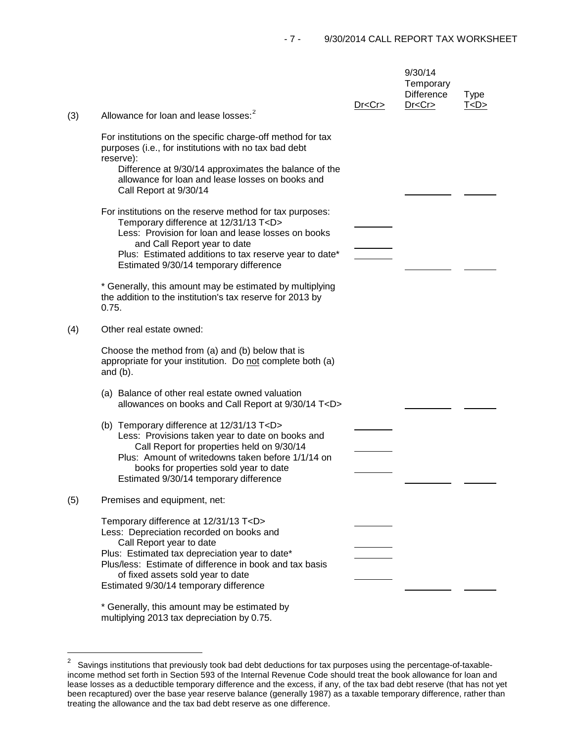| | | Dr<Cr> | 9/30/14 Temporary Difference Dr<Cr> | Type T<D> |
|---|---|---|---|---|
| (3) | Allowance for loan and lease losses:[2] | | | |
| | For institutions on the specific charge-off method for tax purposes (i.e., for institutions with no tax bad debt reserve): | | | |
| | Difference at 9/30/14 approximates the balance of the allowance for loan and lease losses on books and Call Report at 9/30/14 | | ______ | ______ |
| | For institutions on the reserve method for tax purposes: | | | |
| | Temporary difference at 12/31/13 T<D> | ______ | | |
| | Less: Provision for loan and lease losses on books and Call Report year to date | ______ | | |
| | Plus: Estimated additions to tax reserve year to date* | ______ | | |
| | Estimated 9/30/14 temporary difference | | ______ | ______ |
| | * Generally, this amount may be estimated by multiplying the addition to the institution's tax reserve for 2013 by 0.75. | | | |
| (4) | Other real estate owned: | | | |
| | Choose the method from (a) and (b) below that is appropriate for your institution. Do <u>not</u> complete both (a) and (b). | | | |
| | (a) Balance of other real estate owned valuation allowances on books and Call Report at 9/30/14 T<D> | | ______ | ______ |
| | (b) Temporary difference at 12/31/13 T<D> | ______ | | |
| | Less: Provisions taken year to date on books and Call Report for properties held on 9/30/14 | ______ | | |
| | Plus: Amount of writedowns taken before 1/1/14 on books for properties sold year to date | ______ | | |
| | Estimated 9/30/14 temporary difference | | ______ | ______ |
| (5) | Premises and equipment, net: | | | |
| | Temporary difference at 12/31/13 T<D> | ______ | | |
| | Less: Depreciation recorded on books and Call Report year to date | ______ | | |
| | Plus: Estimated tax depreciation year to date* | ______ | | |
| | Plus/less: Estimate of difference in book and tax basis of fixed assets sold year to date | ______ | | |
| | Estimated 9/30/14 temporary difference | | ______ | ______ |
| | * Generally, this amount may be estimated by multiplying 2013 tax depreciation by 0.75. | | | |

---

[2] Savings institutions that previously took bad debt deductions for tax purposes using the percentage-of-taxable-income method set forth in Section 593 of the Internal Revenue Code should treat the book allowance for loan and lease losses as a deductible temporary difference and the excess, if any, of the tax bad debt reserve (that has not yet been recaptured) over the base year reserve balance (generally 1987) as a taxable temporary difference, rather than treating the allowance and the tax bad debt reserve as one difference.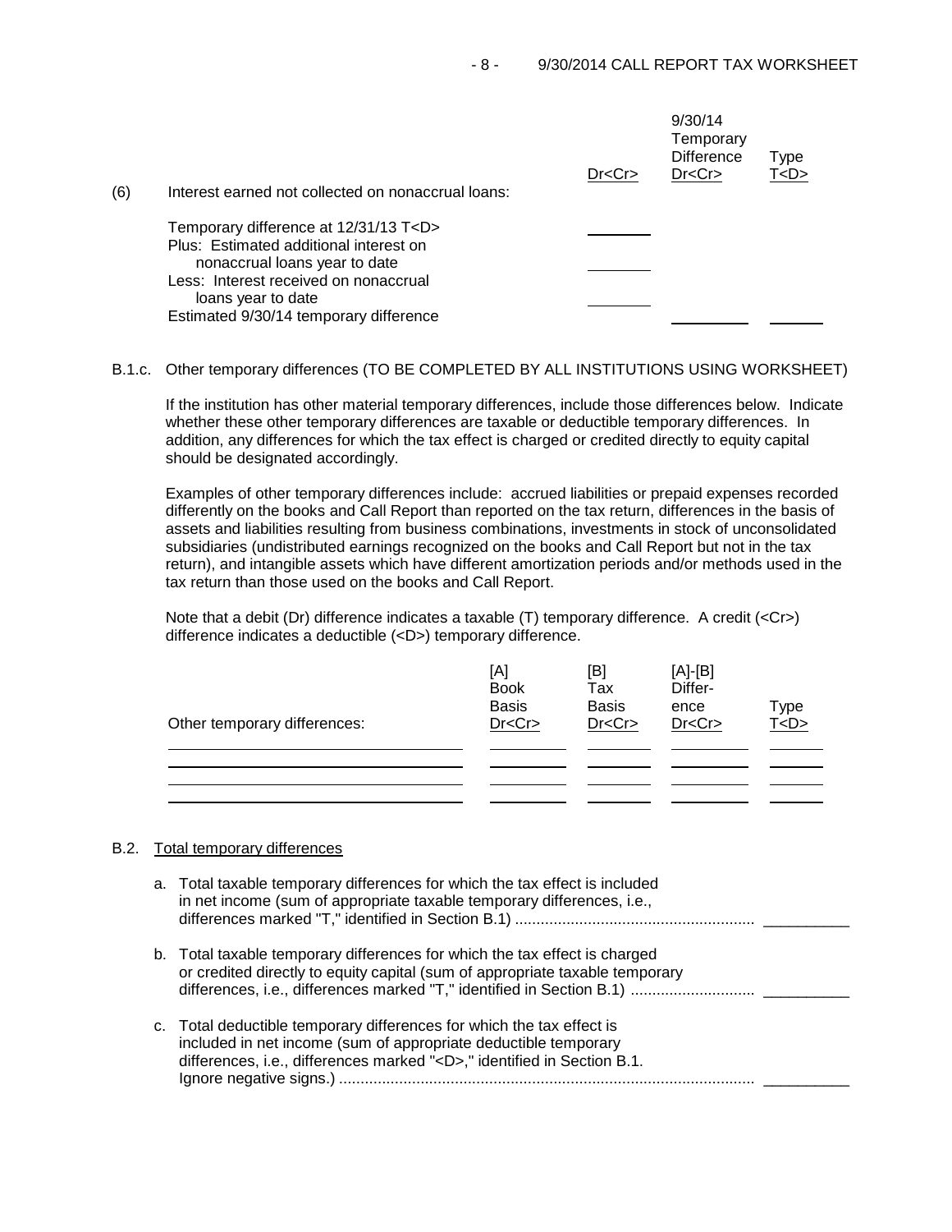(6) Interest earned not collected on nonaccrual loans:

| | Dr<Cr> | 9/30/14 Temporary Difference Dr<Cr> | Type T<D> |
|---|---|---|---|
| Temporary difference at 12/31/13 T<D> | ________ | | |
| Plus: Estimated additional interest on nonaccrual loans year to date | ________ | | |
| Less: Interest received on nonaccrual loans year to date | ________ | | |
| Estimated 9/30/14 temporary difference | | ________ | ________ |

B.1.c. Other temporary differences (TO BE COMPLETED BY ALL INSTITUTIONS USING WORKSHEET)

If the institution has other material temporary differences, include those differences below. Indicate whether these other temporary differences are taxable or deductible temporary differences. In addition, any differences for which the tax effect is charged or credited directly to equity capital should be designated accordingly.

Examples of other temporary differences include: accrued liabilities or prepaid expenses recorded differently on the books and Call Report than reported on the tax return, differences in the basis of assets and liabilities resulting from business combinations, investments in stock of unconsolidated subsidiaries (undistributed earnings recognized on the books and Call Report but not in the tax return), and intangible assets which have different amortization periods and/or methods used in the tax return than those used on the books and Call Report.

Note that a debit (Dr) difference indicates a taxable (T) temporary difference. A credit (<Cr>) difference indicates a deductible (<D>) temporary difference.

| Other temporary differences: | [A] Book Basis Dr<Cr> | [B] Tax Basis Dr<Cr> | [A]-[B] Difference Dr<Cr> | Type T<D> |
|---|---|---|---|---|
| ________ | ________ | ________ | ________ | ________ |
| ________ | ________ | ________ | ________ | ________ |
| ________ | ________ | ________ | ________ | ________ |
| ________ | ________ | ________ | ________ | ________ |

B.2. Total temporary differences

a. Total taxable temporary differences for which the tax effect is included in net income (sum of appropriate taxable temporary differences, i.e., differences marked "T," identified in Section B.1) ........................................................ __________

b. Total taxable temporary differences for which the tax effect is charged or credited directly to equity capital (sum of appropriate taxable temporary differences, i.e., differences marked "T," identified in Section B.1) ............................ __________

c. Total deductible temporary differences for which the tax effect is included in net income (sum of appropriate deductible temporary differences, i.e., differences marked "<D>," identified in Section B.1. Ignore negative signs.) ................................................................................................ __________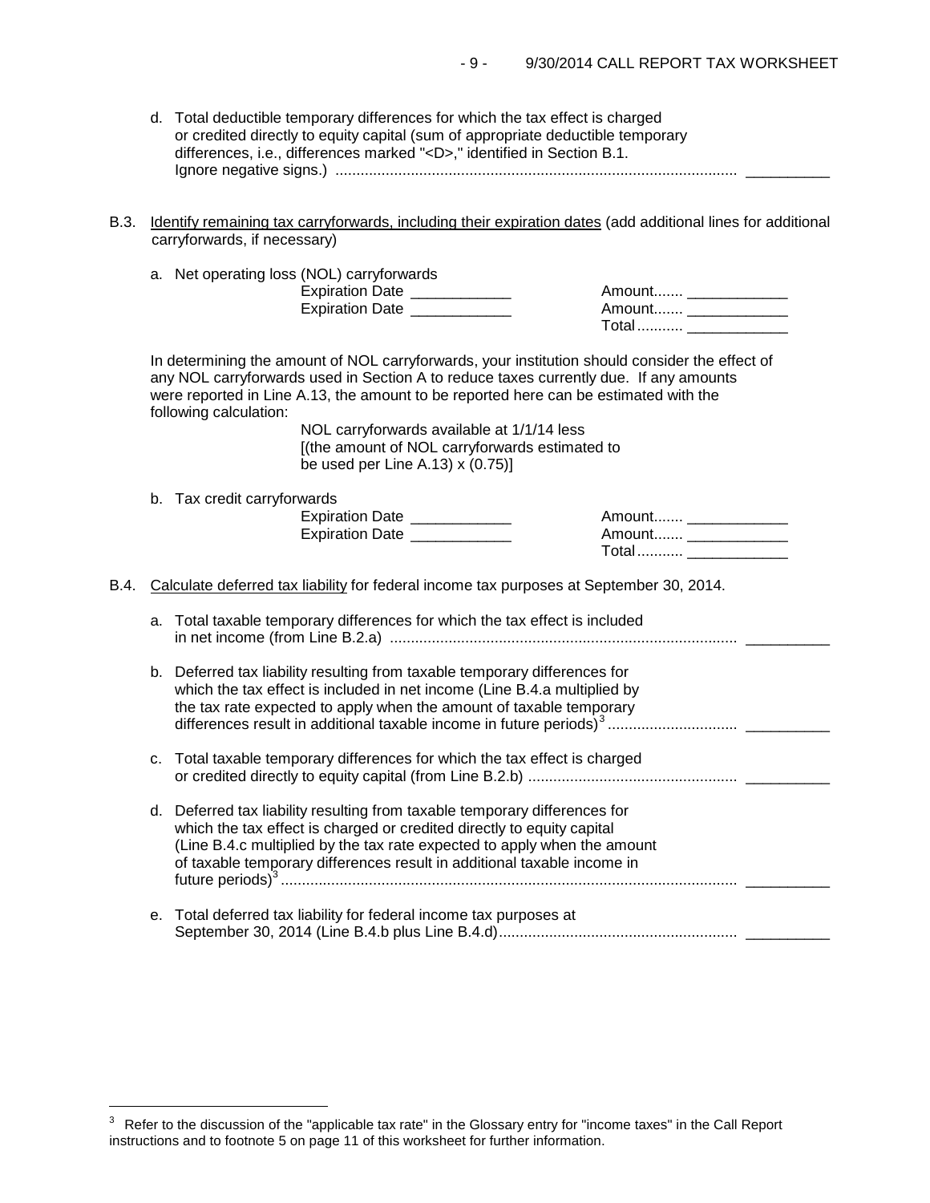d. Total deductible temporary differences for which the tax effect is charged or credited directly to equity capital (sum of appropriate deductible temporary differences, i.e., differences marked "<D>," identified in Section B.1. Ignore negative signs.) ................................................................................................ __________

B.3. Identify remaining tax carryforwards, including their expiration dates (add additional lines for additional carryforwards, if necessary)

a. Net operating loss (NOL) carryforwards

| | |
|---|---|
| Expiration Date ____________ | Amount....... ____________ |
| Expiration Date ____________ | Amount....... ____________ |
| | Total........... ____________ |

In determining the amount of NOL carryforwards, your institution should consider the effect of any NOL carryforwards used in Section A to reduce taxes currently due. If any amounts were reported in Line A.13, the amount to be reported here can be estimated with the following calculation:

NOL carryforwards available at 1/1/14 less [(the amount of NOL carryforwards estimated to be used per Line A.13) x (0.75)]

b. Tax credit carryforwards

| | |
|---|---|
| Expiration Date ____________ | Amount....... ____________ |
| Expiration Date ____________ | Amount....... ____________ |
| | Total........... ____________ |

B.4. Calculate deferred tax liability for federal income tax purposes at September 30, 2014.

a. Total taxable temporary differences for which the tax effect is included in net income (from Line B.2.a) .................................................................................. __________

b. Deferred tax liability resulting from taxable temporary differences for which the tax effect is included in net income (Line B.4.a multiplied by the tax rate expected to apply when the amount of taxable temporary differences result in additional taxable income in future periods)[3] .............................. __________

c. Total taxable temporary differences for which the tax effect is charged or credited directly to equity capital (from Line B.2.b) ................................................. __________

d. Deferred tax liability resulting from taxable temporary differences for which the tax effect is charged or credited directly to equity capital (Line B.4.c multiplied by the tax rate expected to apply when the amount of taxable temporary differences result in additional taxable income in future periods)[3] ............................................................................................................ __________

e. Total deferred tax liability for federal income tax purposes at September 30, 2014 (Line B.4.b plus Line B.4.d)......................................................... __________

---

[3] Refer to the discussion of the "applicable tax rate" in the Glossary entry for "income taxes" in the Call Report instructions and to footnote 5 on page 11 of this worksheet for further information.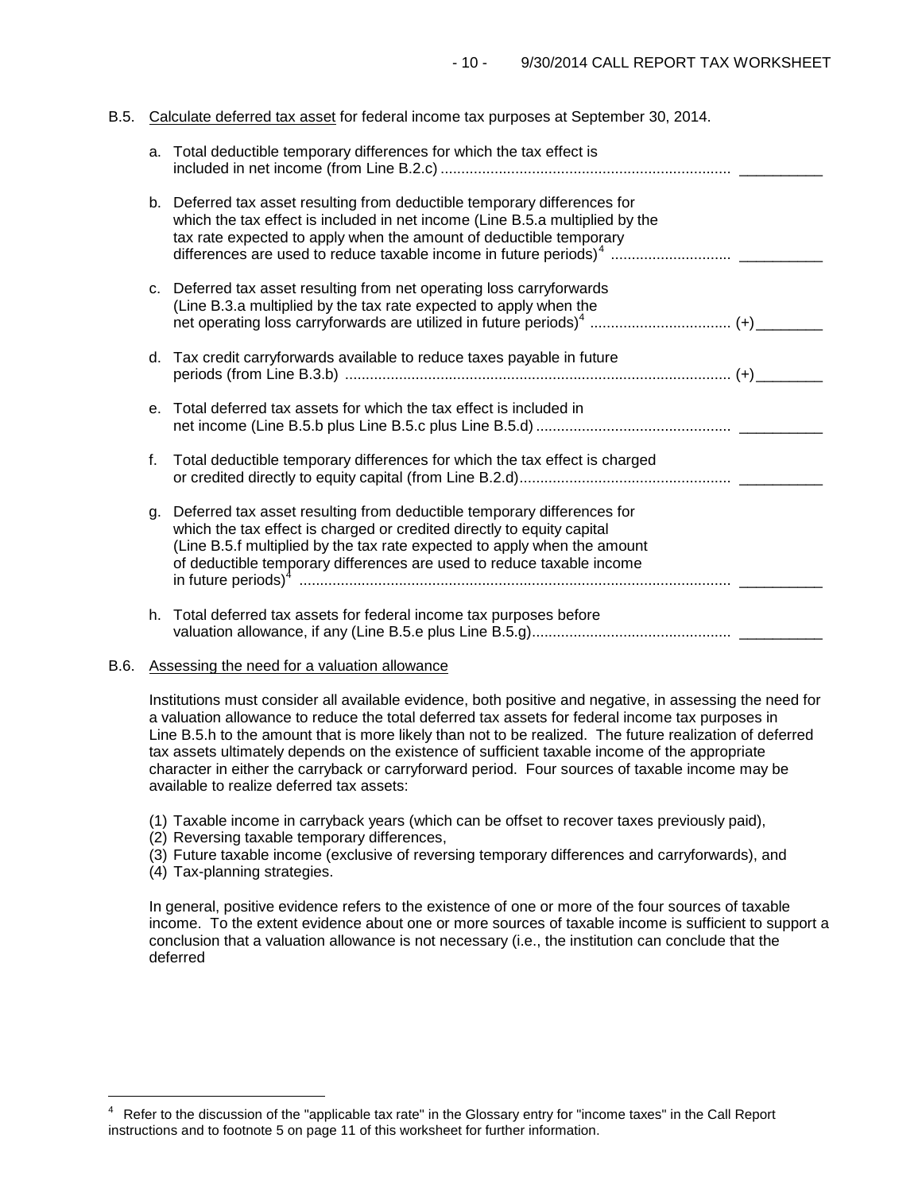B.5. Calculate deferred tax asset for federal income tax purposes at September 30, 2014.

a. Total deductible temporary differences for which the tax effect is included in net income (from Line B.2.c) ...................................................................... __________

b. Deferred tax asset resulting from deductible temporary differences for which the tax effect is included in net income (Line B.5.a multiplied by the tax rate expected to apply when the amount of deductible temporary differences are used to reduce taxable income in future periods)[4] ............................ __________

c. Deferred tax asset resulting from net operating loss carryforwards (Line B.3.a multiplied by the tax rate expected to apply when the net operating loss carryforwards are utilized in future periods)[4] ................................. (+)________

d. Tax credit carryforwards available to reduce taxes payable in future periods (from Line B.3.b) ............................................................................................ (+)________

e. Total deferred tax assets for which the tax effect is included in net income (Line B.5.b plus Line B.5.c plus Line B.5.d) ............................................... __________

f. Total deductible temporary differences for which the tax effect is charged or credited directly to equity capital (from Line B.2.d)................................................... __________

g. Deferred tax asset resulting from deductible temporary differences for which the tax effect is charged or credited directly to equity capital (Line B.5.f multiplied by the tax rate expected to apply when the amount of deductible temporary differences are used to reduce taxable income in future periods)[4] ....................................................................................................... __________

h. Total deferred tax assets for federal income tax purposes before valuation allowance, if any (Line B.5.e plus Line B.5.g)................................................ __________

B.6. Assessing the need for a valuation allowance

Institutions must consider all available evidence, both positive and negative, in assessing the need for a valuation allowance to reduce the total deferred tax assets for federal income tax purposes in Line B.5.h to the amount that is more likely than not to be realized. The future realization of deferred tax assets ultimately depends on the existence of sufficient taxable income of the appropriate character in either the carryback or carryforward period. Four sources of taxable income may be available to realize deferred tax assets:

(1) Taxable income in carryback years (which can be offset to recover taxes previously paid),
(2) Reversing taxable temporary differences,
(3) Future taxable income (exclusive of reversing temporary differences and carryforwards), and
(4) Tax-planning strategies.

In general, positive evidence refers to the existence of one or more of the four sources of taxable income. To the extent evidence about one or more sources of taxable income is sufficient to support a conclusion that a valuation allowance is not necessary (i.e., the institution can conclude that the deferred

[4] Refer to the discussion of the "applicable tax rate" in the Glossary entry for "income taxes" in the Call Report instructions and to footnote 5 on page 11 of this worksheet for further information.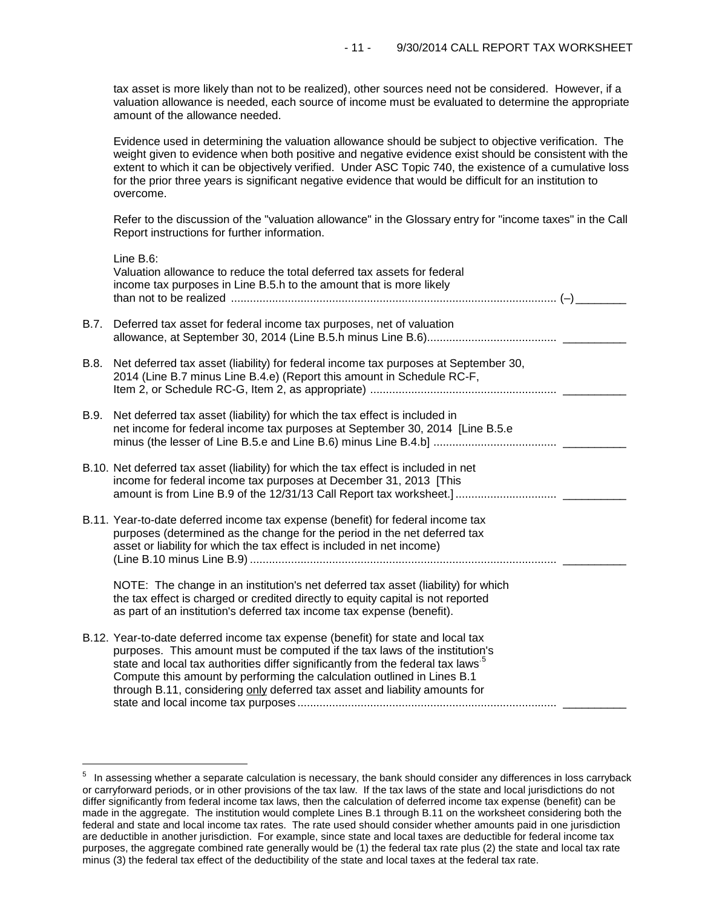tax asset is more likely than not to be realized), other sources need not be considered. However, if a valuation allowance is needed, each source of income must be evaluated to determine the appropriate amount of the allowance needed.

Evidence used in determining the valuation allowance should be subject to objective verification. The weight given to evidence when both positive and negative evidence exist should be consistent with the extent to which it can be objectively verified. Under ASC Topic 740, the existence of a cumulative loss for the prior three years is significant negative evidence that would be difficult for an institution to overcome.

Refer to the discussion of the "valuation allowance" in the Glossary entry for "income taxes" in the Call Report instructions for further information.

Line B.6:
Valuation allowance to reduce the total deferred tax assets for federal income tax purposes in Line B.5.h to the amount that is more likely than not to be realized ........................................................................................................ (–) ________

B.7. Deferred tax asset for federal income tax purposes, net of valuation allowance, at September 30, 2014 (Line B.5.h minus Line B.6)......................................... __________

B.8. Net deferred tax asset (liability) for federal income tax purposes at September 30, 2014 (Line B.7 minus Line B.4.e) (Report this amount in Schedule RC-F, Item 2, or Schedule RC-G, Item 2, as appropriate) ........................................................... __________

B.9. Net deferred tax asset (liability) for which the tax effect is included in net income for federal income tax purposes at September 30, 2014 [Line B.5.e minus (the lesser of Line B.5.e and Line B.6) minus Line B.4.b] ....................................... __________

B.10. Net deferred tax asset (liability) for which the tax effect is included in net income for federal income tax purposes at December 31, 2013 [This amount is from Line B.9 of the 12/31/13 Call Report tax worksheet.] ................................ __________

B.11. Year-to-date deferred income tax expense (benefit) for federal income tax purposes (determined as the change for the period in the net deferred tax asset or liability for which the tax effect is included in net income) (Line B.10 minus Line B.9) ................................................................................................ __________

NOTE: The change in an institution's net deferred tax asset (liability) for which the tax effect is charged or credited directly to equity capital is not reported as part of an institution's deferred tax income tax expense (benefit).

B.12. Year-to-date deferred income tax expense (benefit) for state and local tax purposes. This amount must be computed if the tax laws of the institution's state and local tax authorities differ significantly from the federal tax laws.[5] Compute this amount by performing the calculation outlined in Lines B.1 through B.11, considering <u>only</u> deferred tax asset and liability amounts for state and local income tax purposes.................................................................................. __________

---

[5] In assessing whether a separate calculation is necessary, the bank should consider any differences in loss carryback or carryforward periods, or in other provisions of the tax law. If the tax laws of the state and local jurisdictions do not differ significantly from federal income tax laws, then the calculation of deferred income tax expense (benefit) can be made in the aggregate. The institution would complete Lines B.1 through B.11 on the worksheet considering both the federal and state and local income tax rates. The rate used should consider whether amounts paid in one jurisdiction are deductible in another jurisdiction. For example, since state and local taxes are deductible for federal income tax purposes, the aggregate combined rate generally would be (1) the federal tax rate plus (2) the state and local tax rate minus (3) the federal tax effect of the deductibility of the state and local taxes at the federal tax rate.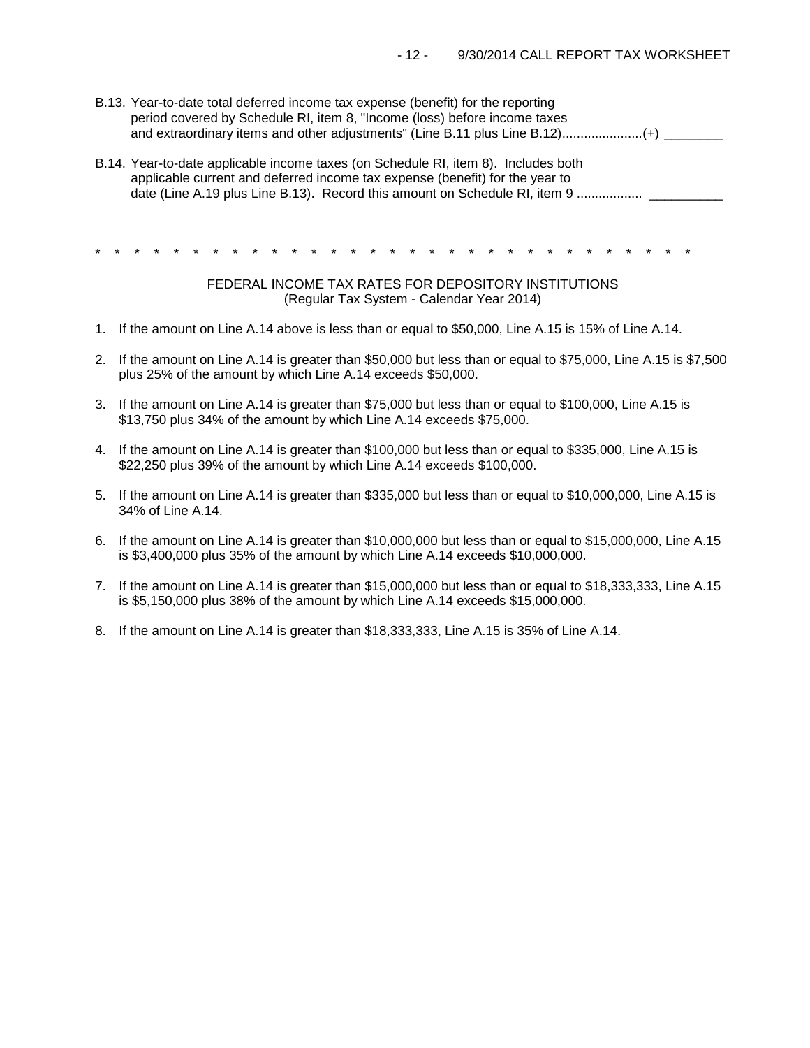B.13. Year-to-date total deferred income tax expense (benefit) for the reporting period covered by Schedule RI, item 8, "Income (loss) before income taxes and extraordinary items and other adjustments" (Line B.11 plus Line B.12)......................(+) ________

B.14. Year-to-date applicable income taxes (on Schedule RI, item 8). Includes both applicable current and deferred income tax expense (benefit) for the year to date (Line A.19 plus Line B.13). Record this amount on Schedule RI, item 9 .................. __________

* * * * * * * * * * * * * * * * * * * * * * * * * * * * * * * * *

## FEDERAL INCOME TAX RATES FOR DEPOSITORY INSTITUTIONS
(Regular Tax System - Calendar Year 2014)

1. If the amount on Line A.14 above is less than or equal to $50,000, Line A.15 is 15% of Line A.14.
2. If the amount on Line A.14 is greater than $50,000 but less than or equal to $75,000, Line A.15 is $7,500 plus 25% of the amount by which Line A.14 exceeds $50,000.
3. If the amount on Line A.14 is greater than $75,000 but less than or equal to $100,000, Line A.15 is $13,750 plus 34% of the amount by which Line A.14 exceeds $75,000.
4. If the amount on Line A.14 is greater than $100,000 but less than or equal to $335,000, Line A.15 is $22,250 plus 39% of the amount by which Line A.14 exceeds $100,000.
5. If the amount on Line A.14 is greater than $335,000 but less than or equal to $10,000,000, Line A.15 is 34% of Line A.14.
6. If the amount on Line A.14 is greater than $10,000,000 but less than or equal to $15,000,000, Line A.15 is $3,400,000 plus 35% of the amount by which Line A.14 exceeds $10,000,000.
7. If the amount on Line A.14 is greater than $15,000,000 but less than or equal to $18,333,333, Line A.15 is $5,150,000 plus 38% of the amount by which Line A.14 exceeds $15,000,000.
8. If the amount on Line A.14 is greater than $18,333,333, Line A.15 is 35% of Line A.14.